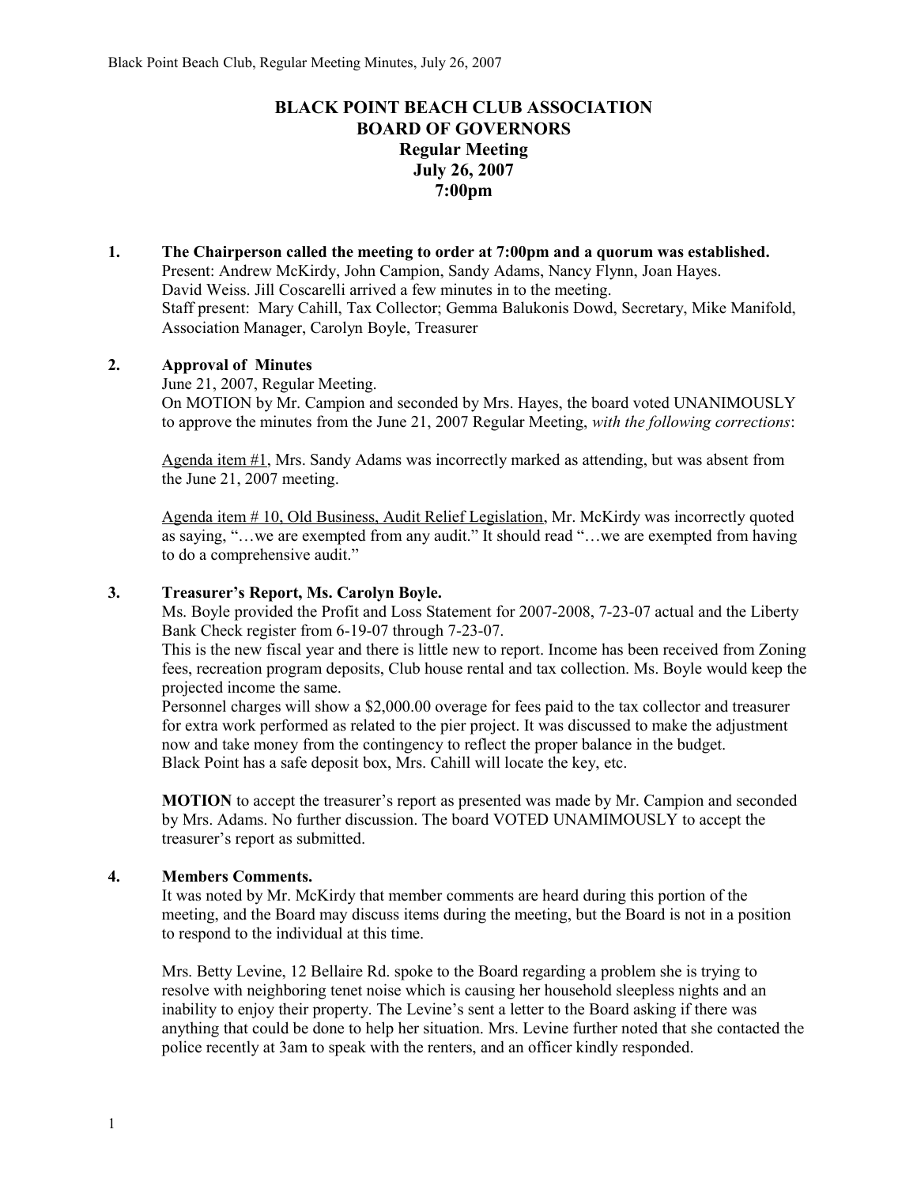# BLACK POINT BEACH CLUB ASSOCIATION
## BOARD OF GOVERNORS
### Regular Meeting
### July 26, 2007
### 7:00pm

1. **The Chairperson called the meeting to order at 7:00pm and a quorum was established.**
   Present: Andrew McKirdy, John Campion, Sandy Adams, Nancy Flynn, Joan Hayes.
   David Weiss. Jill Coscarelli arrived a few minutes in to the meeting.
   Staff present: Mary Cahill, Tax Collector; Gemma Balukonis Dowd, Secretary, Mike Manifold, Association Manager, Carolyn Boyle, Treasurer

2. **Approval of Minutes**
   June 21, 2007, Regular Meeting.
   On MOTION by Mr. Campion and seconded by Mrs. Hayes, the board voted UNANIMOUSLY to approve the minutes from the June 21, 2007 Regular Meeting, *with the following corrections*:

   Agenda item #1, Mrs. Sandy Adams was incorrectly marked as attending, but was absent from the June 21, 2007 meeting.

   Agenda item # 10, Old Business, Audit Relief Legislation, Mr. McKirdy was incorrectly quoted as saying, "…we are exempted from any audit." It should read "…we are exempted from having to do a comprehensive audit."

3. **Treasurer's Report, Ms. Carolyn Boyle.**
   Ms. Boyle provided the Profit and Loss Statement for 2007-2008, 7-23-07 actual and the Liberty Bank Check register from 6-19-07 through 7-23-07.
   This is the new fiscal year and there is little new to report. Income has been received from Zoning fees, recreation program deposits, Club house rental and tax collection. Ms. Boyle would keep the projected income the same.
   Personnel charges will show a $2,000.00 overage for fees paid to the tax collector and treasurer for extra work performed as related to the pier project. It was discussed to make the adjustment now and take money from the contingency to reflect the proper balance in the budget.
   Black Point has a safe deposit box, Mrs. Cahill will locate the key, etc.

   **MOTION** to accept the treasurer's report as presented was made by Mr. Campion and seconded by Mrs. Adams. No further discussion. The board VOTED UNAMIMOUSLY to accept the treasurer's report as submitted.

4. **Members Comments.**
   It was noted by Mr. McKirdy that member comments are heard during this portion of the meeting, and the Board may discuss items during the meeting, but the Board is not in a position to respond to the individual at this time.

   Mrs. Betty Levine, 12 Bellaire Rd. spoke to the Board regarding a problem she is trying to resolve with neighboring tenet noise which is causing her household sleepless nights and an inability to enjoy their property. The Levine's sent a letter to the Board asking if there was anything that could be done to help her situation. Mrs. Levine further noted that she contacted the police recently at 3am to speak with the renters, and an officer kindly responded.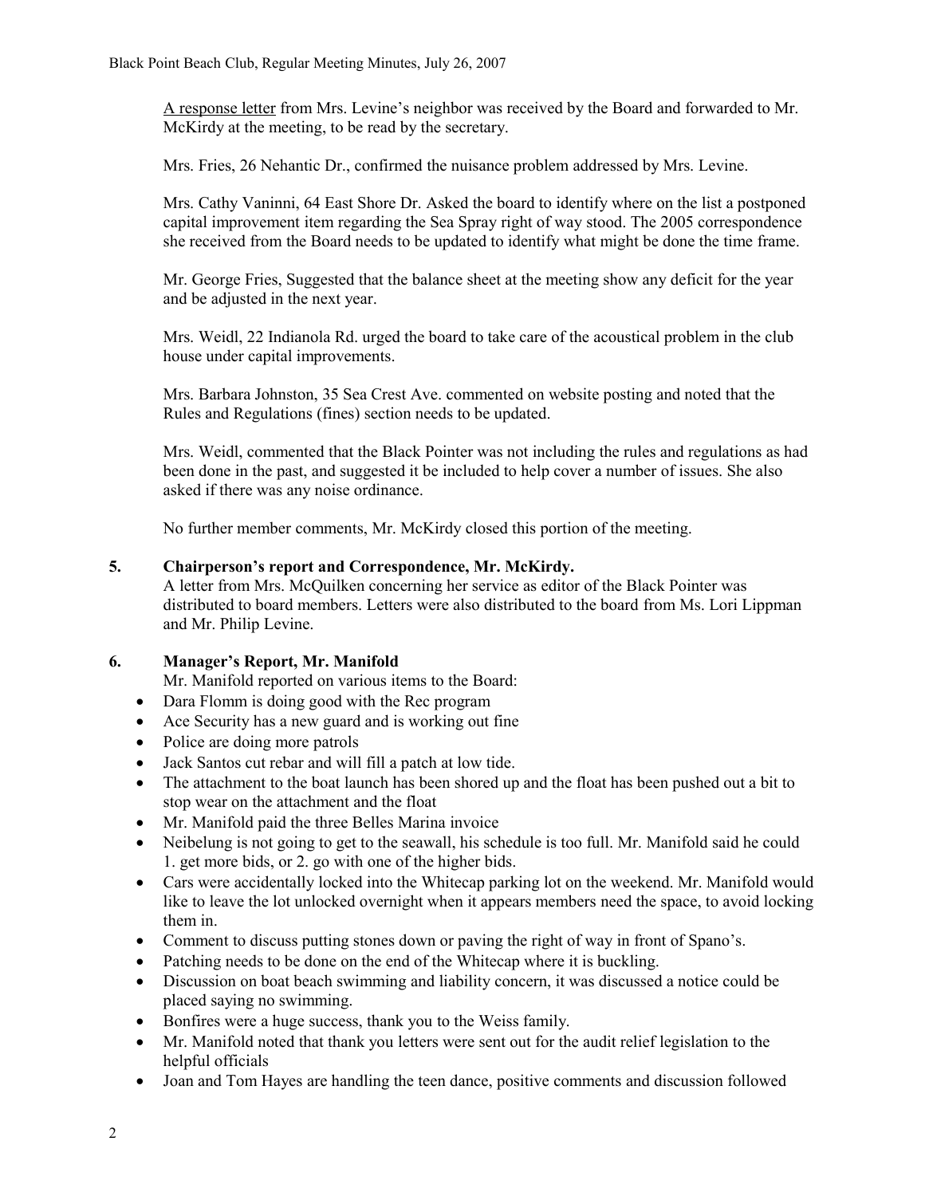A response letter from Mrs. Levine's neighbor was received by the Board and forwarded to Mr. McKirdy at the meeting, to be read by the secretary.

Mrs. Fries, 26 Nehantic Dr., confirmed the nuisance problem addressed by Mrs. Levine.

Mrs. Cathy Vaninni, 64 East Shore Dr. Asked the board to identify where on the list a postponed capital improvement item regarding the Sea Spray right of way stood. The 2005 correspondence she received from the Board needs to be updated to identify what might be done the time frame.

Mr. George Fries, Suggested that the balance sheet at the meeting show any deficit for the year and be adjusted in the next year.

Mrs. Weidl, 22 Indianola Rd. urged the board to take care of the acoustical problem in the club house under capital improvements.

Mrs. Barbara Johnston, 35 Sea Crest Ave. commented on website posting and noted that the Rules and Regulations (fines) section needs to be updated.

Mrs. Weidl, commented that the Black Pointer was not including the rules and regulations as had been done in the past, and suggested it be included to help cover a number of issues. She also asked if there was any noise ordinance.

No further member comments, Mr. McKirdy closed this portion of the meeting.

**5. Chairperson's report and Correspondence, Mr. McKirdy.**

A letter from Mrs. McQuilken concerning her service as editor of the Black Pointer was distributed to board members. Letters were also distributed to the board from Ms. Lori Lippman and Mr. Philip Levine.

**6. Manager's Report, Mr. Manifold**

Mr. Manifold reported on various items to the Board:

- Dara Flomm is doing good with the Rec program
- Ace Security has a new guard and is working out fine
- Police are doing more patrols
- Jack Santos cut rebar and will fill a patch at low tide.
- The attachment to the boat launch has been shored up and the float has been pushed out a bit to stop wear on the attachment and the float
- Mr. Manifold paid the three Belles Marina invoice
- Neibelung is not going to get to the seawall, his schedule is too full. Mr. Manifold said he could 1. get more bids, or 2. go with one of the higher bids.
- Cars were accidentally locked into the Whitecap parking lot on the weekend. Mr. Manifold would like to leave the lot unlocked overnight when it appears members need the space, to avoid locking them in.
- Comment to discuss putting stones down or paving the right of way in front of Spano's.
- Patching needs to be done on the end of the Whitecap where it is buckling.
- Discussion on boat beach swimming and liability concern, it was discussed a notice could be placed saying no swimming.
- Bonfires were a huge success, thank you to the Weiss family.
- Mr. Manifold noted that thank you letters were sent out for the audit relief legislation to the helpful officials
- Joan and Tom Hayes are handling the teen dance, positive comments and discussion followed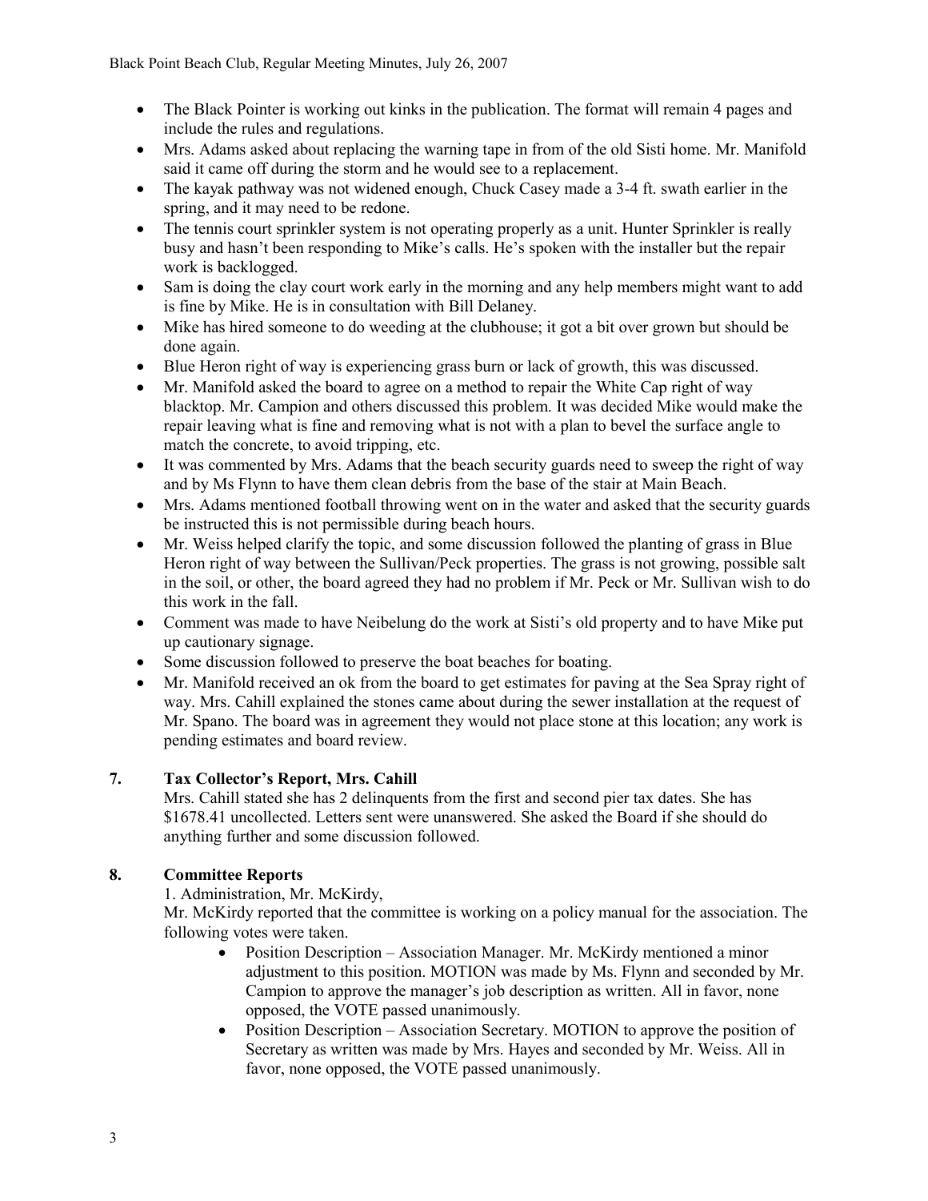- The Black Pointer is working out kinks in the publication. The format will remain 4 pages and include the rules and regulations.
- Mrs. Adams asked about replacing the warning tape in from of the old Sisti home. Mr. Manifold said it came off during the storm and he would see to a replacement.
- The kayak pathway was not widened enough, Chuck Casey made a 3-4 ft. swath earlier in the spring, and it may need to be redone.
- The tennis court sprinkler system is not operating properly as a unit. Hunter Sprinkler is really busy and hasn't been responding to Mike's calls. He's spoken with the installer but the repair work is backlogged.
- Sam is doing the clay court work early in the morning and any help members might want to add is fine by Mike. He is in consultation with Bill Delaney.
- Mike has hired someone to do weeding at the clubhouse; it got a bit over grown but should be done again.
- Blue Heron right of way is experiencing grass burn or lack of growth, this was discussed.
- Mr. Manifold asked the board to agree on a method to repair the White Cap right of way blacktop. Mr. Campion and others discussed this problem. It was decided Mike would make the repair leaving what is fine and removing what is not with a plan to bevel the surface angle to match the concrete, to avoid tripping, etc.
- It was commented by Mrs. Adams that the beach security guards need to sweep the right of way and by Ms Flynn to have them clean debris from the base of the stair at Main Beach.
- Mrs. Adams mentioned football throwing went on in the water and asked that the security guards be instructed this is not permissible during beach hours.
- Mr. Weiss helped clarify the topic, and some discussion followed the planting of grass in Blue Heron right of way between the Sullivan/Peck properties. The grass is not growing, possible salt in the soil, or other, the board agreed they had no problem if Mr. Peck or Mr. Sullivan wish to do this work in the fall.
- Comment was made to have Neibelung do the work at Sisti's old property and to have Mike put up cautionary signage.
- Some discussion followed to preserve the boat beaches for boating.
- Mr. Manifold received an ok from the board to get estimates for paving at the Sea Spray right of way. Mrs. Cahill explained the stones came about during the sewer installation at the request of Mr. Spano. The board was in agreement they would not place stone at this location; any work is pending estimates and board review.

## 7. Tax Collector's Report, Mrs. Cahill

Mrs. Cahill stated she has 2 delinquents from the first and second pier tax dates. She has $1678.41 uncollected. Letters sent were unanswered. She asked the Board if she should do anything further and some discussion followed.

## 8. Committee Reports

1. Administration, Mr. McKirdy,

Mr. McKirdy reported that the committee is working on a policy manual for the association. The following votes were taken.

- Position Description – Association Manager. Mr. McKirdy mentioned a minor adjustment to this position. MOTION was made by Ms. Flynn and seconded by Mr. Campion to approve the manager's job description as written. All in favor, none opposed, the VOTE passed unanimously.
- Position Description – Association Secretary. MOTION to approve the position of Secretary as written was made by Mrs. Hayes and seconded by Mr. Weiss. All in favor, none opposed, the VOTE passed unanimously.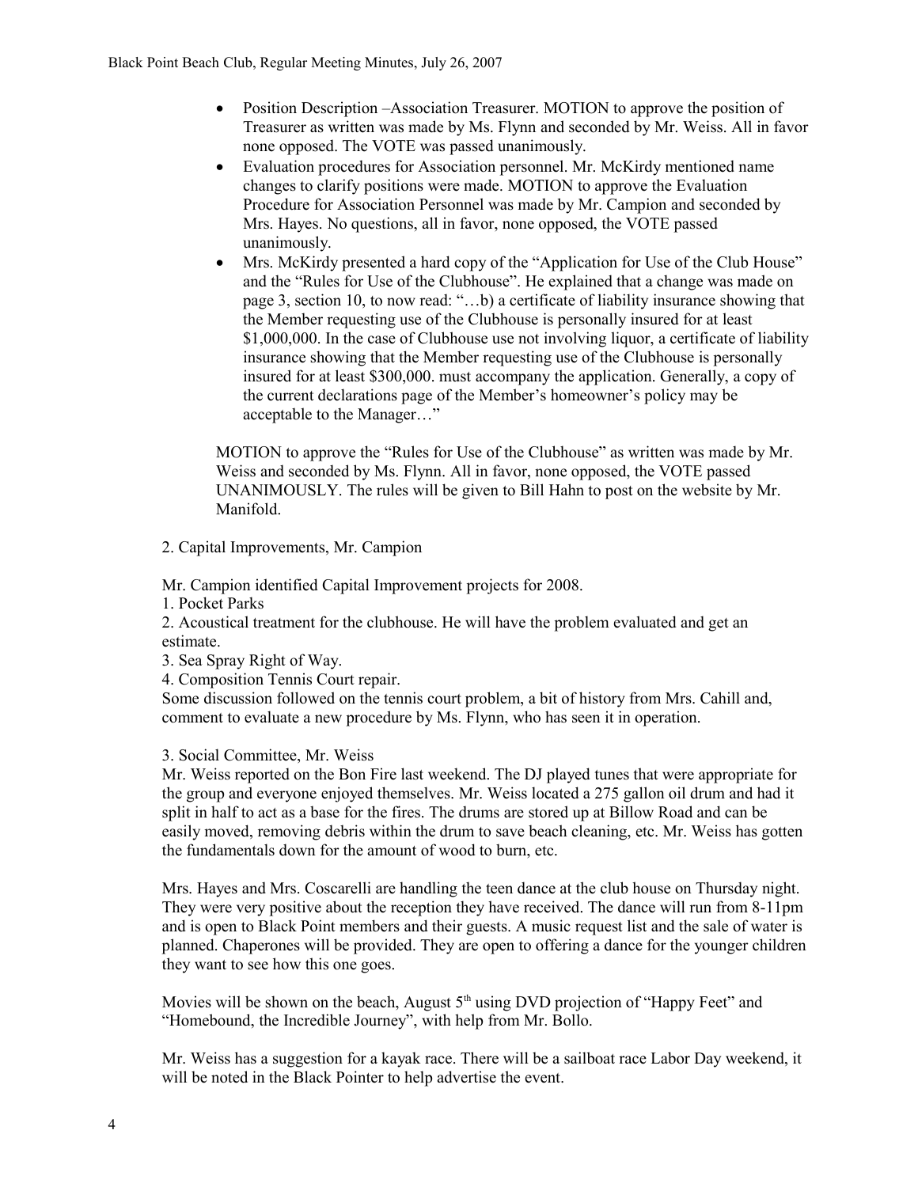- Position Description –Association Treasurer. MOTION to approve the position of Treasurer as written was made by Ms. Flynn and seconded by Mr. Weiss. All in favor none opposed. The VOTE was passed unanimously.
- Evaluation procedures for Association personnel. Mr. McKirdy mentioned name changes to clarify positions were made. MOTION to approve the Evaluation Procedure for Association Personnel was made by Mr. Campion and seconded by Mrs. Hayes. No questions, all in favor, none opposed, the VOTE passed unanimously.
- Mrs. McKirdy presented a hard copy of the "Application for Use of the Club House" and the "Rules for Use of the Clubhouse". He explained that a change was made on page 3, section 10, to now read: "…b) a certificate of liability insurance showing that the Member requesting use of the Clubhouse is personally insured for at least $1,000,000. In the case of Clubhouse use not involving liquor, a certificate of liability insurance showing that the Member requesting use of the Clubhouse is personally insured for at least $300,000. must accompany the application. Generally, a copy of the current declarations page of the Member's homeowner's policy may be acceptable to the Manager…"

  MOTION to approve the "Rules for Use of the Clubhouse" as written was made by Mr. Weiss and seconded by Ms. Flynn. All in favor, none opposed, the VOTE passed UNANIMOUSLY. The rules will be given to Bill Hahn to post on the website by Mr. Manifold.

2. Capital Improvements, Mr. Campion

Mr. Campion identified Capital Improvement projects for 2008.

1. Pocket Parks
2. Acoustical treatment for the clubhouse. He will have the problem evaluated and get an estimate.
3. Sea Spray Right of Way.
4. Composition Tennis Court repair.

Some discussion followed on the tennis court problem, a bit of history from Mrs. Cahill and, comment to evaluate a new procedure by Ms. Flynn, who has seen it in operation.

3. Social Committee, Mr. Weiss

Mr. Weiss reported on the Bon Fire last weekend. The DJ played tunes that were appropriate for the group and everyone enjoyed themselves. Mr. Weiss located a 275 gallon oil drum and had it split in half to act as a base for the fires. The drums are stored up at Billow Road and can be easily moved, removing debris within the drum to save beach cleaning, etc. Mr. Weiss has gotten the fundamentals down for the amount of wood to burn, etc.

Mrs. Hayes and Mrs. Coscarelli are handling the teen dance at the club house on Thursday night. They were very positive about the reception they have received. The dance will run from 8-11pm and is open to Black Point members and their guests. A music request list and the sale of water is planned. Chaperones will be provided. They are open to offering a dance for the younger children they want to see how this one goes.

Movies will be shown on the beach, August 5th using DVD projection of "Happy Feet" and "Homebound, the Incredible Journey", with help from Mr. Bollo.

Mr. Weiss has a suggestion for a kayak race. There will be a sailboat race Labor Day weekend, it will be noted in the Black Pointer to help advertise the event.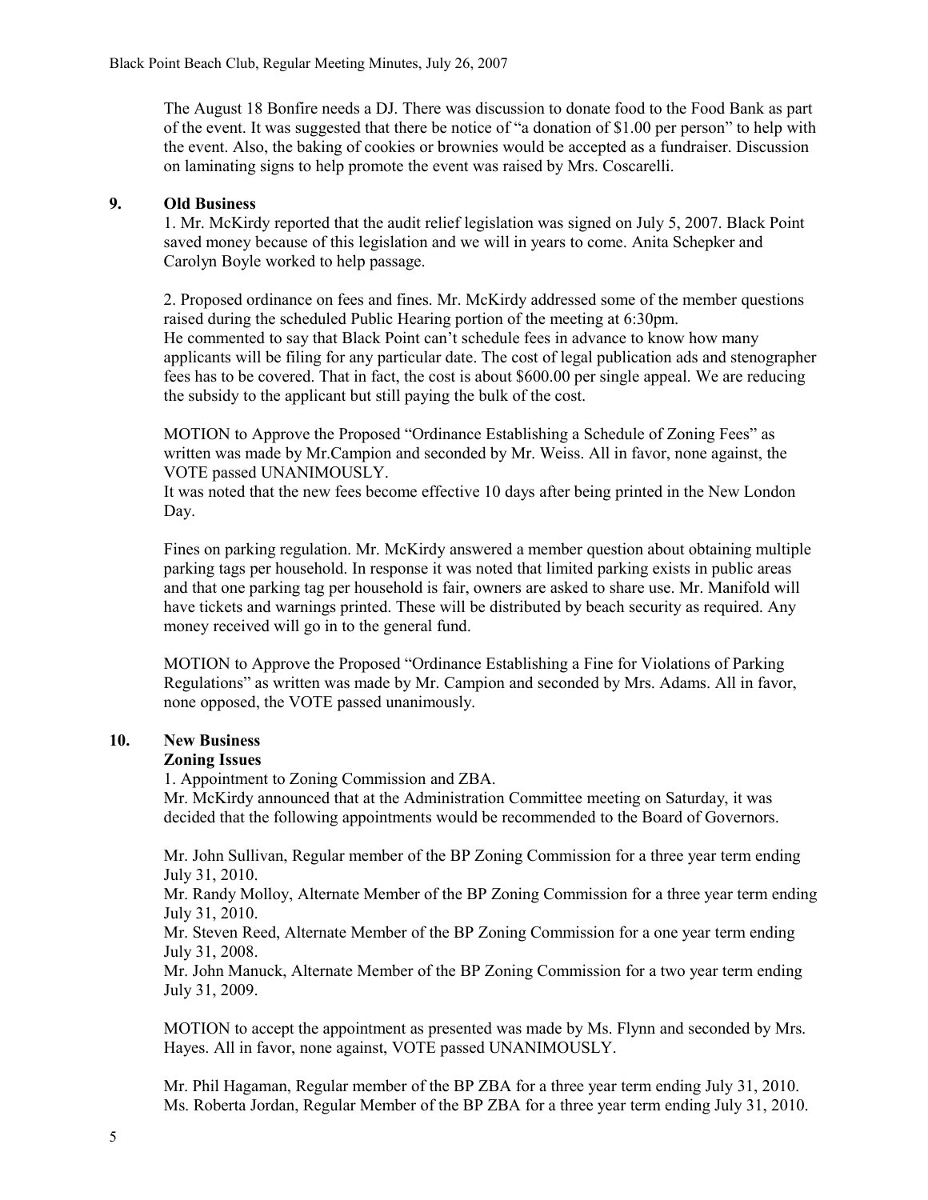The August 18 Bonfire needs a DJ. There was discussion to donate food to the Food Bank as part of the event. It was suggested that there be notice of "a donation of $1.00 per person" to help with the event. Also, the baking of cookies or brownies would be accepted as a fundraiser. Discussion on laminating signs to help promote the event was raised by Mrs. Coscarelli.

## 9. Old Business

1. Mr. McKirdy reported that the audit relief legislation was signed on July 5, 2007. Black Point saved money because of this legislation and we will in years to come. Anita Schepker and Carolyn Boyle worked to help passage.

2. Proposed ordinance on fees and fines. Mr. McKirdy addressed some of the member questions raised during the scheduled Public Hearing portion of the meeting at 6:30pm. He commented to say that Black Point can't schedule fees in advance to know how many applicants will be filing for any particular date. The cost of legal publication ads and stenographer fees has to be covered. That in fact, the cost is about $600.00 per single appeal. We are reducing the subsidy to the applicant but still paying the bulk of the cost.

MOTION to Approve the Proposed "Ordinance Establishing a Schedule of Zoning Fees" as written was made by Mr.Campion and seconded by Mr. Weiss. All in favor, none against, the VOTE passed UNANIMOUSLY.
It was noted that the new fees become effective 10 days after being printed in the New London Day.

Fines on parking regulation. Mr. McKirdy answered a member question about obtaining multiple parking tags per household. In response it was noted that limited parking exists in public areas and that one parking tag per household is fair, owners are asked to share use. Mr. Manifold will have tickets and warnings printed. These will be distributed by beach security as required. Any money received will go in to the general fund.

MOTION to Approve the Proposed "Ordinance Establishing a Fine for Violations of Parking Regulations" as written was made by Mr. Campion and seconded by Mrs. Adams. All in favor, none opposed, the VOTE passed unanimously.

## 10. New Business

**Zoning Issues**

1. Appointment to Zoning Commission and ZBA.
Mr. McKirdy announced that at the Administration Committee meeting on Saturday, it was decided that the following appointments would be recommended to the Board of Governors.

Mr. John Sullivan, Regular member of the BP Zoning Commission for a three year term ending July 31, 2010.
Mr. Randy Molloy, Alternate Member of the BP Zoning Commission for a three year term ending July 31, 2010.
Mr. Steven Reed, Alternate Member of the BP Zoning Commission for a one year term ending July 31, 2008.
Mr. John Manuck, Alternate Member of the BP Zoning Commission for a two year term ending July 31, 2009.

MOTION to accept the appointment as presented was made by Ms. Flynn and seconded by Mrs. Hayes. All in favor, none against, VOTE passed UNANIMOUSLY.

Mr. Phil Hagaman, Regular member of the BP ZBA for a three year term ending July 31, 2010.
Ms. Roberta Jordan, Regular Member of the BP ZBA for a three year term ending July 31, 2010.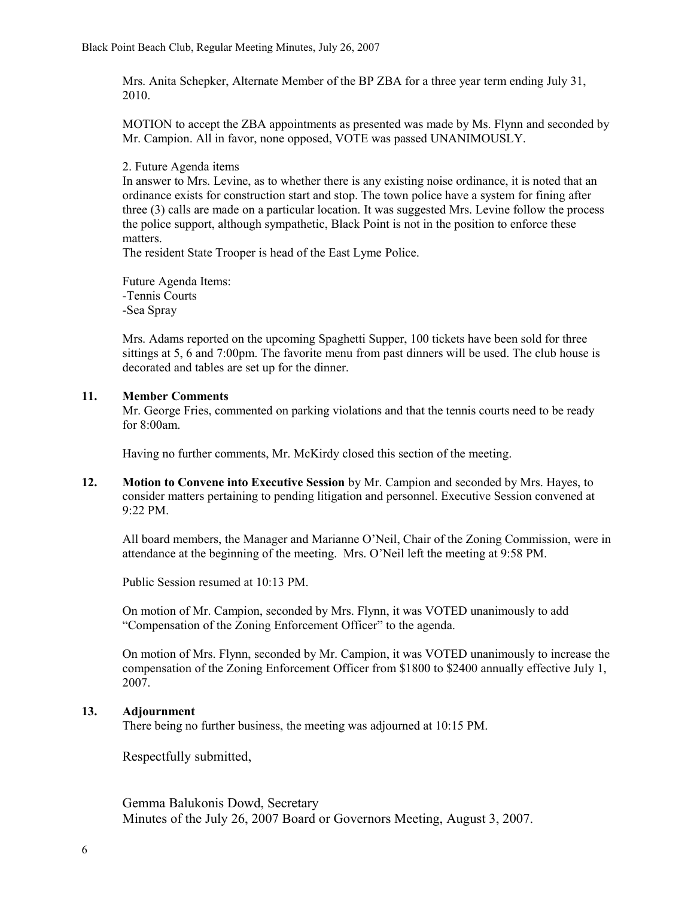Mrs. Anita Schepker, Alternate Member of the BP ZBA for a three year term ending July 31, 2010.

MOTION to accept the ZBA appointments as presented was made by Ms. Flynn and seconded by Mr. Campion. All in favor, none opposed, VOTE was passed UNANIMOUSLY.

2. Future Agenda items

In answer to Mrs. Levine, as to whether there is any existing noise ordinance, it is noted that an ordinance exists for construction start and stop. The town police have a system for fining after three (3) calls are made on a particular location. It was suggested Mrs. Levine follow the process the police support, although sympathetic, Black Point is not in the position to enforce these matters.

The resident State Trooper is head of the East Lyme Police.

Future Agenda Items:

- Tennis Courts
- Sea Spray

Mrs. Adams reported on the upcoming Spaghetti Supper, 100 tickets have been sold for three sittings at 5, 6 and 7:00pm. The favorite menu from past dinners will be used. The club house is decorated and tables are set up for the dinner.

**11. Member Comments**

Mr. George Fries, commented on parking violations and that the tennis courts need to be ready for 8:00am.

Having no further comments, Mr. McKirdy closed this section of the meeting.

**12. Motion to Convene into Executive Session** by Mr. Campion and seconded by Mrs. Hayes, to consider matters pertaining to pending litigation and personnel. Executive Session convened at 9:22 PM.

All board members, the Manager and Marianne O'Neil, Chair of the Zoning Commission, were in attendance at the beginning of the meeting. Mrs. O'Neil left the meeting at 9:58 PM.

Public Session resumed at 10:13 PM.

On motion of Mr. Campion, seconded by Mrs. Flynn, it was VOTED unanimously to add "Compensation of the Zoning Enforcement Officer" to the agenda.

On motion of Mrs. Flynn, seconded by Mr. Campion, it was VOTED unanimously to increase the compensation of the Zoning Enforcement Officer from $1800 to $2400 annually effective July 1, 2007.

**13. Adjournment**

There being no further business, the meeting was adjourned at 10:15 PM.

Respectfully submitted,

Gemma Balukonis Dowd, Secretary
Minutes of the July 26, 2007 Board or Governors Meeting, August 3, 2007.